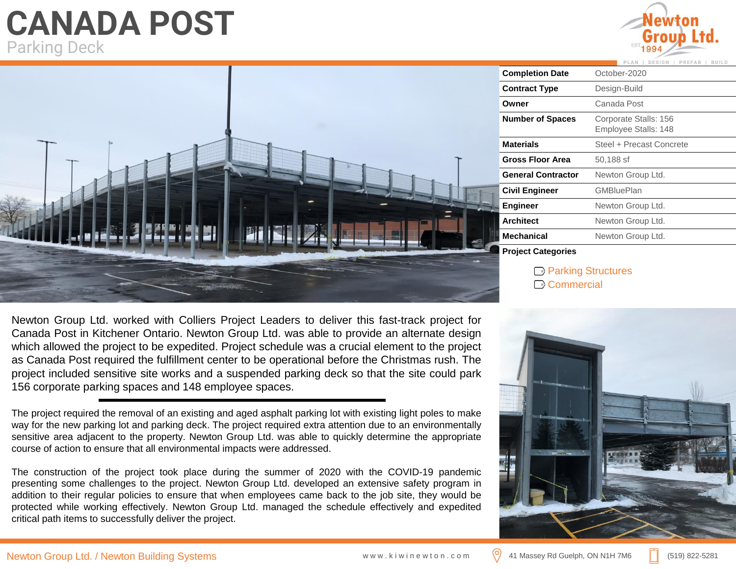# CANADA POST

## Parking Deck

| | |
|---|---|
| **Completion Date** | October-2020 |
| **Contract Type** | Design-Build |
| **Owner** | Canada Post |
| **Number of Spaces** | Corporate Stalls: 156<br>Employee Stalls: 148 |
| **Materials** | Steel + Precast Concrete |
| **Gross Floor Area** | 50,188 sf |
| **General Contractor** | Newton Group Ltd. |
| **Civil Engineer** | GMBluePlan |
| **Engineer** | Newton Group Ltd. |
| **Architect** | Newton Group Ltd. |
| **Mechanical** | Newton Group Ltd. |
| **Project Categories** | |

- Parking Structures
- Commercial

Newton Group Ltd. worked with Colliers Project Leaders to deliver this fast-track project for Canada Post in Kitchener Ontario. Newton Group Ltd. was able to provide an alternate design which allowed the project to be expedited. Project schedule was a crucial element to the project as Canada Post required the fulfillment center to be operational before the Christmas rush. The project included sensitive site works and a suspended parking deck so that the site could park 156 corporate parking spaces and 148 employee spaces.

The project required the removal of an existing and aged asphalt parking lot with existing light poles to make way for the new parking lot and parking deck. The project required extra attention due to an environmentally sensitive area adjacent to the property. Newton Group Ltd. was able to quickly determine the appropriate course of action to ensure that all environmental impacts were addressed.

The construction of the project took place during the summer of 2020 with the COVID-19 pandemic presenting some challenges to the project. Newton Group Ltd. developed an extensive safety program in addition to their regular policies to ensure that when employees came back to the job site, they would be protected while working effectively. Newton Group Ltd. managed the schedule effectively and expedited critical path items to successfully deliver the project.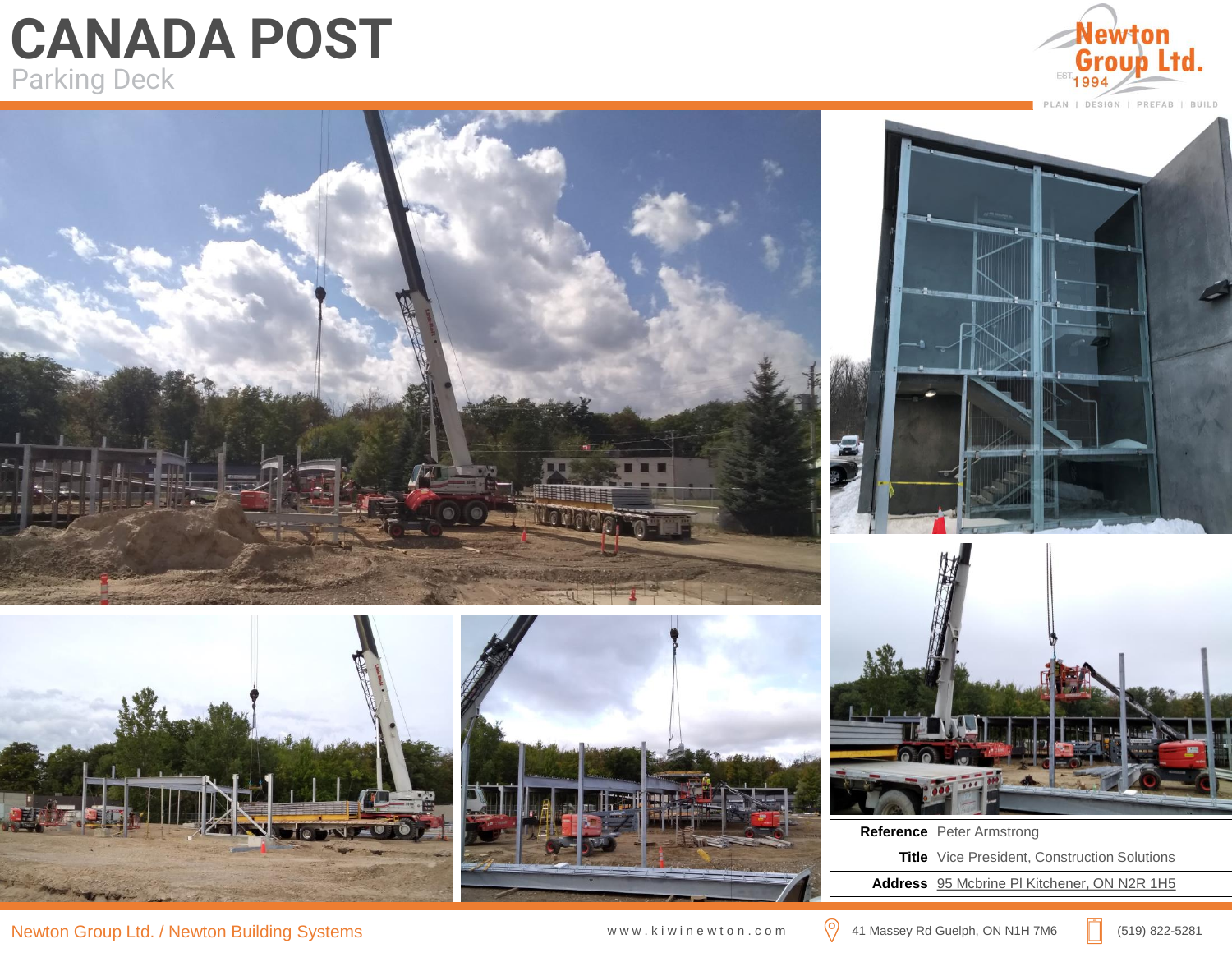# CANADA POST

## Parking Deck

Newton Group Ltd.
EST 1994
PLAN | DESIGN | PREFAB | BUILD

| | |
|---|---|
| **Reference** | Peter Armstrong |
| **Title** | Vice President, Construction Solutions |
| **Address** | 95 Mcbrine Pl Kitchener, ON N2R 1H5 |

Newton Group Ltd. / Newton Building Systems

www.kiwinewton.com

41 Massey Rd Guelph, ON N1H 7M6

(519) 822-5281